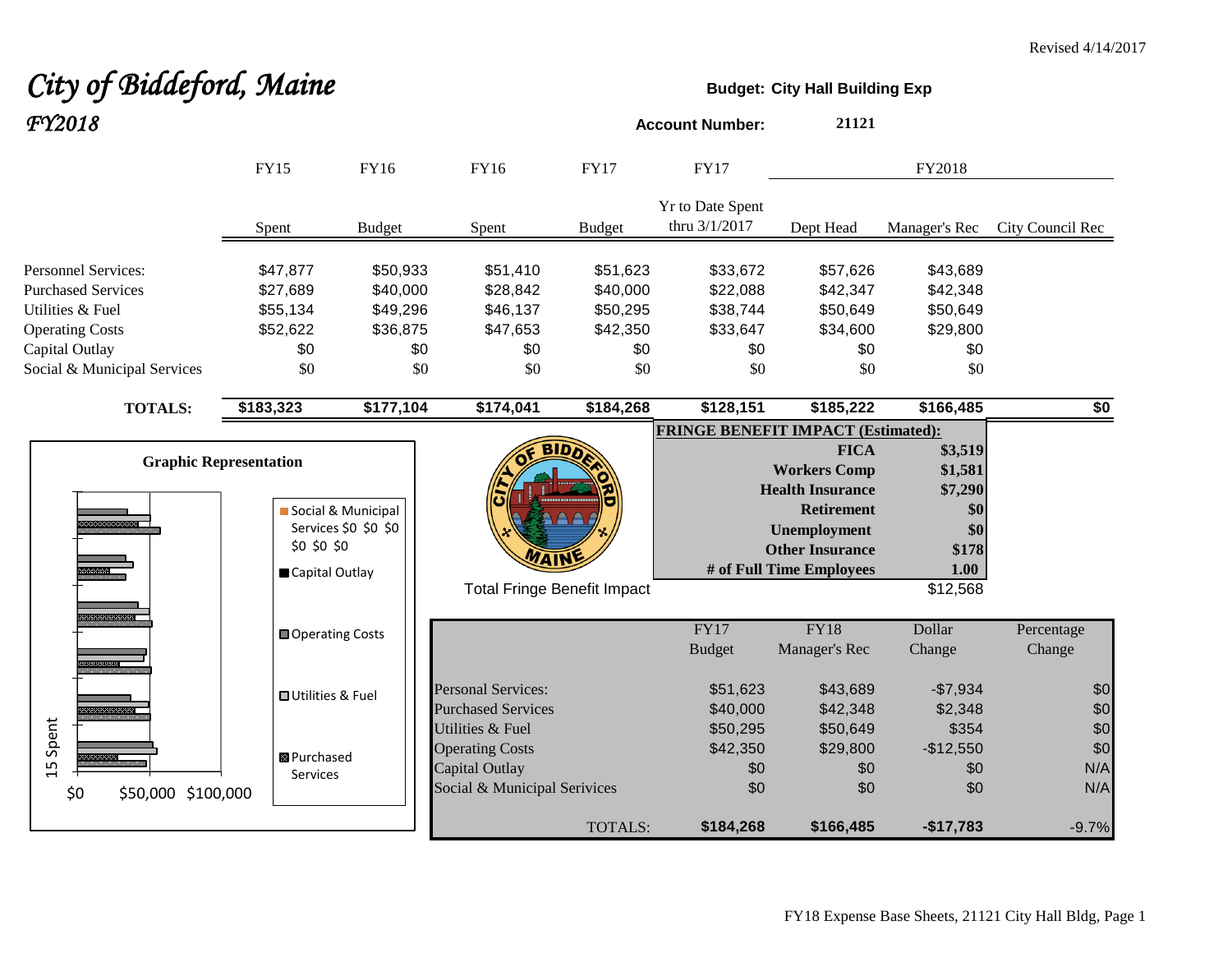Revised 4/14/2017

# *City of Biddeford, Maine*
## *FY2018*

**Budget: City Hall Building Exp**

**Account Number:** **21121**

| | FY15 | FY16 | FY16 | FY17 | FY17 | FY2018 | | |
|---|---|---|---|---|---|---|---|---|
| | Spent | Budget | Spent | Budget | Yr to Date Spent thru 3/1/2017 | Dept Head | Manager's Rec | City Council Rec |
| Personnel Services: | $47,877 | $50,933 | $51,410 | $51,623 | $33,672 | $57,626 | $43,689 | |
| Purchased Services | $27,689 | $40,000 | $28,842 | $40,000 | $22,088 | $42,347 | $42,348 | |
| Utilities & Fuel | $55,134 | $49,296 | $46,137 | $50,295 | $38,744 | $50,649 | $50,649 | |
| Operating Costs | $52,622 | $36,875 | $47,653 | $42,350 | $33,647 | $34,600 | $29,800 | |
| Capital Outlay | $0 | $0 | $0 | $0 | $0 | $0 | $0 | |
| Social & Municipal Services | $0 | $0 | $0 | $0 | $0 | $0 | $0 | |
| **TOTALS:** | **$183,323** | **$177,104** | **$174,041** | **$184,268** | **$128,151** | **$185,222** | **$166,485** | **$0** |

**FRINGE BENEFIT IMPACT (Estimated):**

| | |
|---|---|
| **FICA** | **$3,519** |
| **Workers Comp** | **$1,581** |
| **Health Insurance** | **$7,290** |
| **Retirement** | **$0** |
| **Unemployment** | **$0** |
| **Other Insurance** | **$178** |
| **# of Full Time Employees** | **1.00** |
| Total Fringe Benefit Impact | $12,568 |

**Graphic Representation**

Legend: Social & Municipal Services $0 $0 $0 $0 $0 $0; Capital Outlay; Operating Costs; Utilities & Fuel; Purchased Services

Axis: $0 $50,000 $100,000; 15 Spent

| | FY17 Budget | FY18 Manager's Rec | Dollar Change | Percentage Change |
|---|---|---|---|---|
| Personal Services: | $51,623 | $43,689 | -$7,934 | $0 |
| Purchased Services | $40,000 | $42,348 | $2,348 | $0 |
| Utilities & Fuel | $50,295 | $50,649 | $354 | $0 |
| Operating Costs | $42,350 | $29,800 | -$12,550 | $0 |
| Capital Outlay | $0 | $0 | $0 | N/A |
| Social & Municipal Serivices | $0 | $0 | $0 | N/A |
| TOTALS: | **$184,268** | **$166,485** | **-$17,783** | -9.7% |

FY18 Expense Base Sheets, 21121 City Hall Bldg, Page 1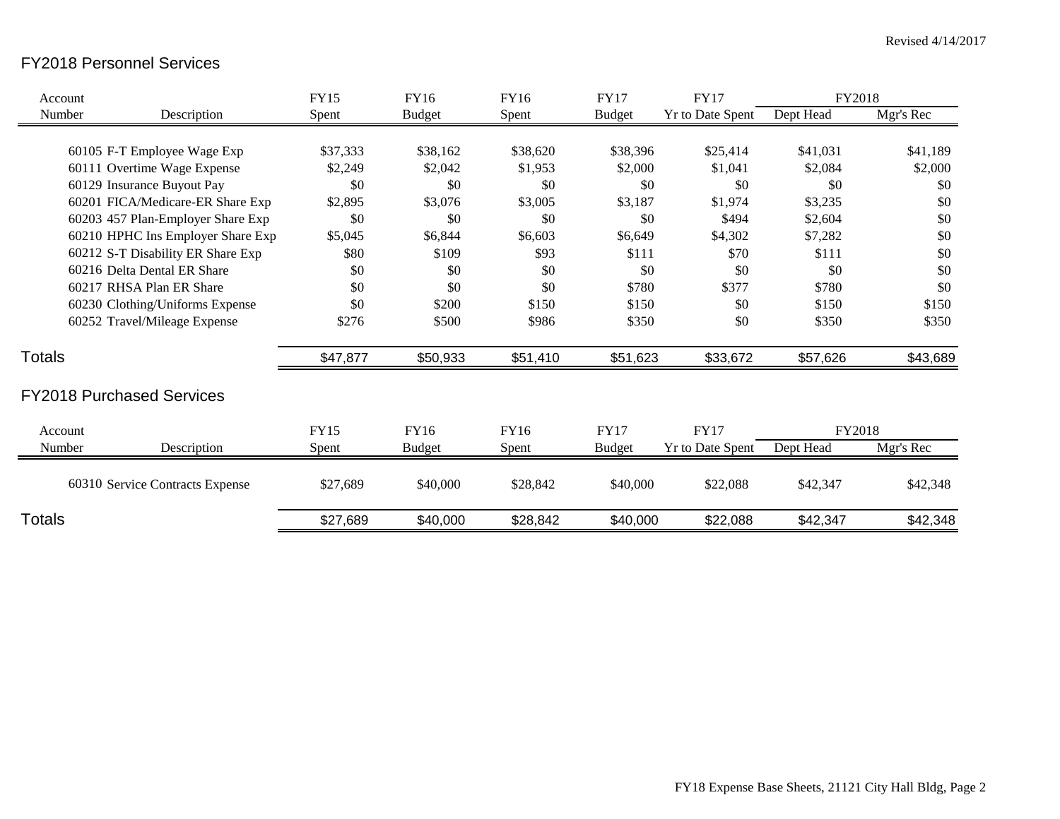Revised 4/14/2017

## FY2018 Personnel Services

| Account Number | Description | FY15 Spent | FY16 Budget | FY16 Spent | FY17 Budget | FY17 Yr to Date Spent | FY2018 Dept Head | FY2018 Mgr's Rec |
|---|---|---|---|---|---|---|---|---|
| 60105 | F-T Employee Wage Exp | $37,333 | $38,162 | $38,620 | $38,396 | $25,414 | $41,031 | $41,189 |
| 60111 | Overtime Wage Expense | $2,249 | $2,042 | $1,953 | $2,000 | $1,041 | $2,084 | $2,000 |
| 60129 | Insurance Buyout Pay | $0 | $0 | $0 | $0 | $0 | $0 | $0 |
| 60201 | FICA/Medicare-ER Share Exp | $2,895 | $3,076 | $3,005 | $3,187 | $1,974 | $3,235 | $0 |
| 60203 | 457 Plan-Employer Share Exp | $0 | $0 | $0 | $0 | $494 | $2,604 | $0 |
| 60210 | HPHC Ins Employer Share Exp | $5,045 | $6,844 | $6,603 | $6,649 | $4,302 | $7,282 | $0 |
| 60212 | S-T Disability ER Share Exp | $80 | $109 | $93 | $111 | $70 | $111 | $0 |
| 60216 | Delta Dental ER Share | $0 | $0 | $0 | $0 | $0 | $0 | $0 |
| 60217 | RHSA Plan ER Share | $0 | $0 | $0 | $780 | $377 | $780 | $0 |
| 60230 | Clothing/Uniforms Expense | $0 | $200 | $150 | $150 | $0 | $150 | $150 |
| 60252 | Travel/Mileage Expense | $276 | $500 | $986 | $350 | $0 | $350 | $350 |
| **Totals** | | $47,877 | $50,933 | $51,410 | $51,623 | $33,672 | $57,626 | $43,689 |

## FY2018 Purchased Services

| Account Number | Description | FY15 Spent | FY16 Budget | FY16 Spent | FY17 Budget | FY17 Yr to Date Spent | FY2018 Dept Head | FY2018 Mgr's Rec |
|---|---|---|---|---|---|---|---|---|
| 60310 | Service Contracts Expense | $27,689 | $40,000 | $28,842 | $40,000 | $22,088 | $42,347 | $42,348 |
| **Totals** | | $27,689 | $40,000 | $28,842 | $40,000 | $22,088 | $42,347 | $42,348 |

FY18 Expense Base Sheets, 21121 City Hall Bldg, Page 2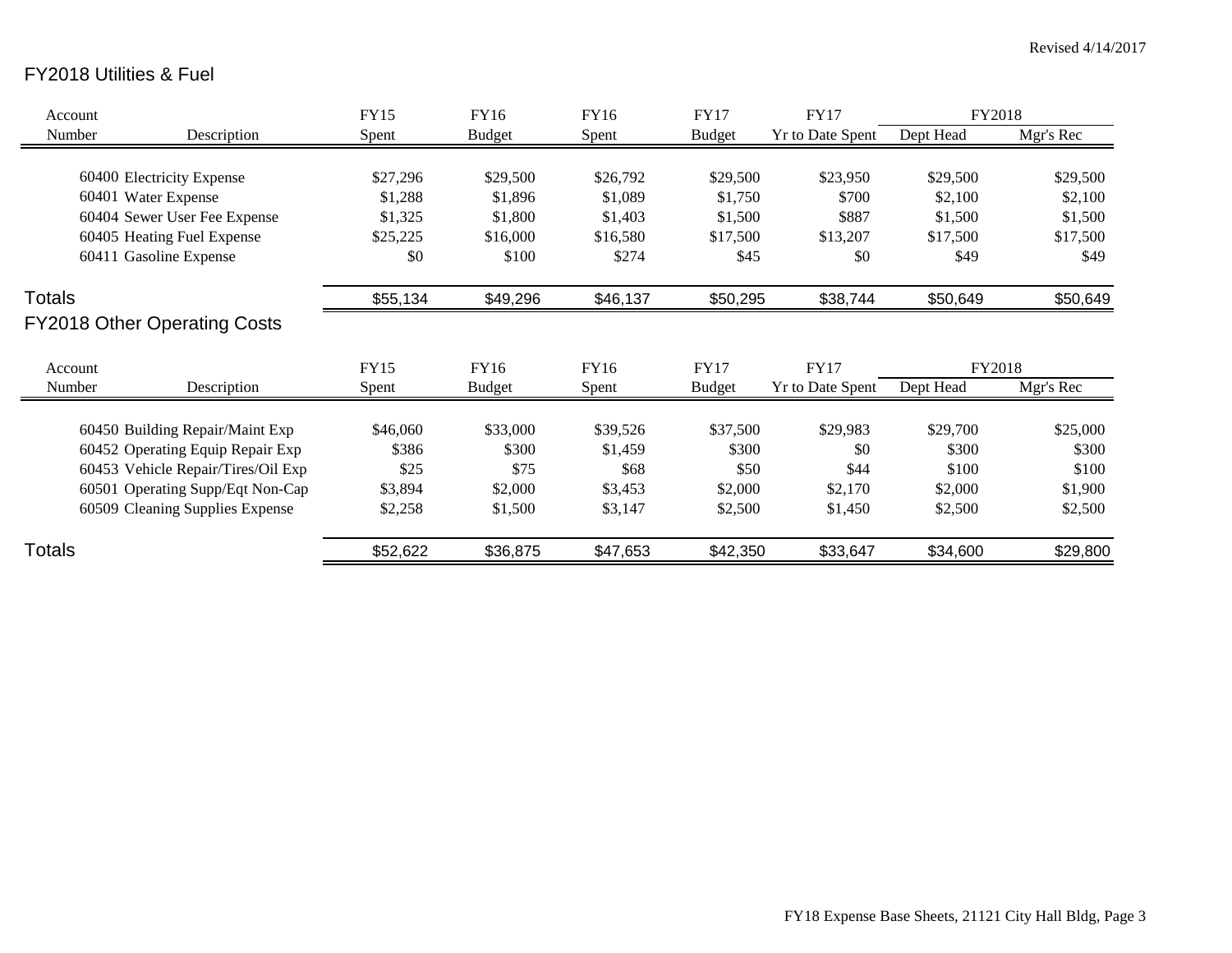Revised 4/14/2017

## FY2018 Utilities & Fuel

| Account Number | Description | FY15 Spent | FY16 Budget | FY16 Spent | FY17 Budget | FY17 Yr to Date Spent | FY2018 Dept Head | FY2018 Mgr's Rec |
|---|---|---|---|---|---|---|---|---|
| 60400 | Electricity Expense | $27,296 | $29,500 | $26,792 | $29,500 | $23,950 | $29,500 | $29,500 |
| 60401 | Water Expense | $1,288 | $1,896 | $1,089 | $1,750 | $700 | $2,100 | $2,100 |
| 60404 | Sewer User Fee Expense | $1,325 | $1,800 | $1,403 | $1,500 | $887 | $1,500 | $1,500 |
| 60405 | Heating Fuel Expense | $25,225 | $16,000 | $16,580 | $17,500 | $13,207 | $17,500 | $17,500 |
| 60411 | Gasoline Expense | $0 | $100 | $274 | $45 | $0 | $49 | $49 |
| **Totals** | | $55,134 | $49,296 | $46,137 | $50,295 | $38,744 | $50,649 | $50,649 |

## FY2018 Other Operating Costs

| Account Number | Description | FY15 Spent | FY16 Budget | FY16 Spent | FY17 Budget | FY17 Yr to Date Spent | FY2018 Dept Head | FY2018 Mgr's Rec |
|---|---|---|---|---|---|---|---|---|
| 60450 | Building Repair/Maint Exp | $46,060 | $33,000 | $39,526 | $37,500 | $29,983 | $29,700 | $25,000 |
| 60452 | Operating Equip Repair Exp | $386 | $300 | $1,459 | $300 | $0 | $300 | $300 |
| 60453 | Vehicle Repair/Tires/Oil Exp | $25 | $75 | $68 | $50 | $44 | $100 | $100 |
| 60501 | Operating Supp/Eqt Non-Cap | $3,894 | $2,000 | $3,453 | $2,000 | $2,170 | $2,000 | $1,900 |
| 60509 | Cleaning Supplies Expense | $2,258 | $1,500 | $3,147 | $2,500 | $1,450 | $2,500 | $2,500 |
| **Totals** | | $52,622 | $36,875 | $47,653 | $42,350 | $33,647 | $34,600 | $29,800 |

FY18 Expense Base Sheets, 21121 City Hall Bldg, Page 3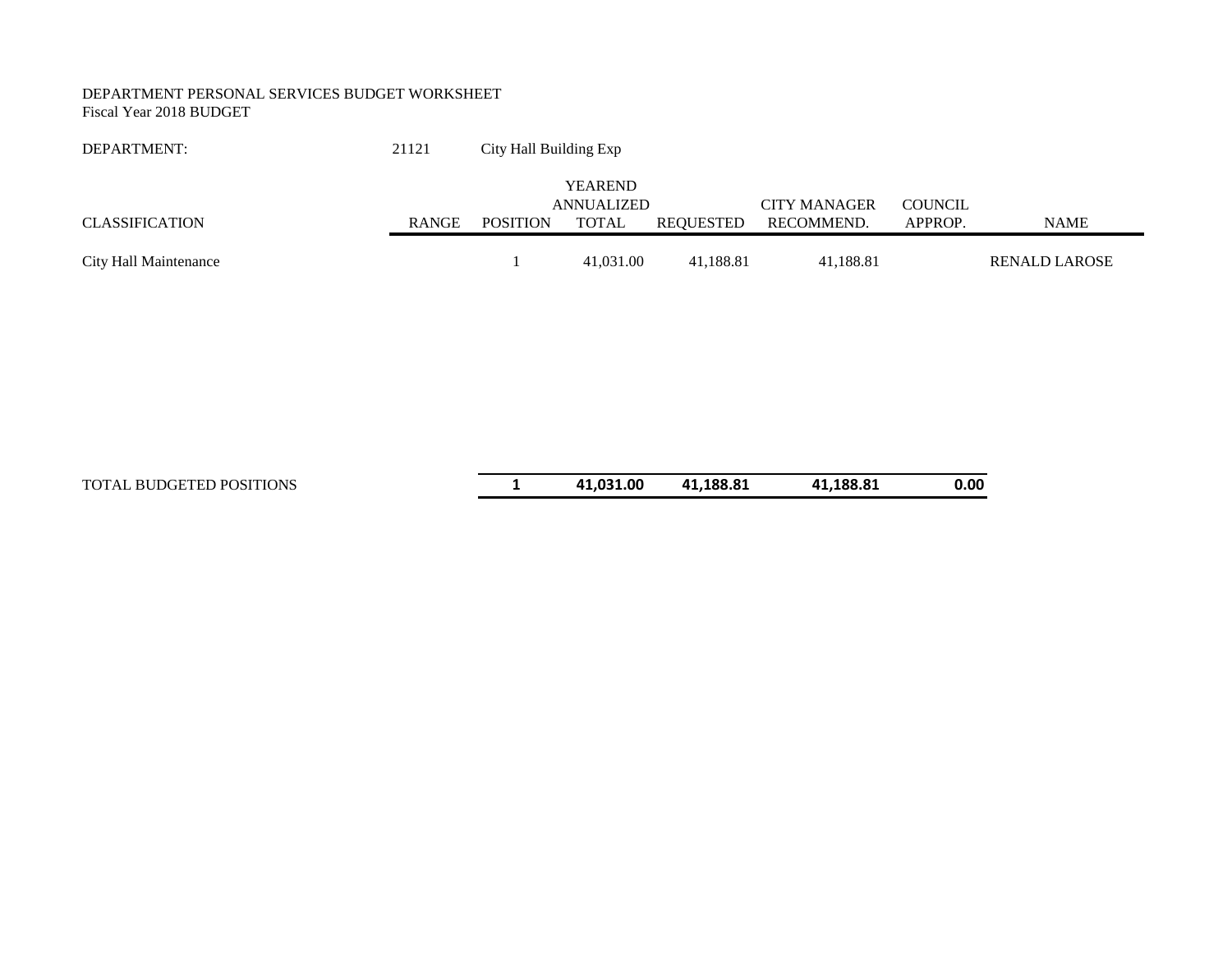DEPARTMENT PERSONAL SERVICES BUDGET WORKSHEET
Fiscal Year 2018 BUDGET

DEPARTMENT: 21121 City Hall Building Exp

| CLASSIFICATION | RANGE | POSITION | YEAREND ANNUALIZED TOTAL | REQUESTED | CITY MANAGER RECOMMEND. | COUNCIL APPROP. | NAME |
|---|---|---|---|---|---|---|---|
| City Hall Maintenance | | 1 | 41,031.00 | 41,188.81 | 41,188.81 | | RENALD LAROSE |
| TOTAL BUDGETED POSITIONS | | **1** | **41,031.00** | **41,188.81** | **41,188.81** | **0.00** | |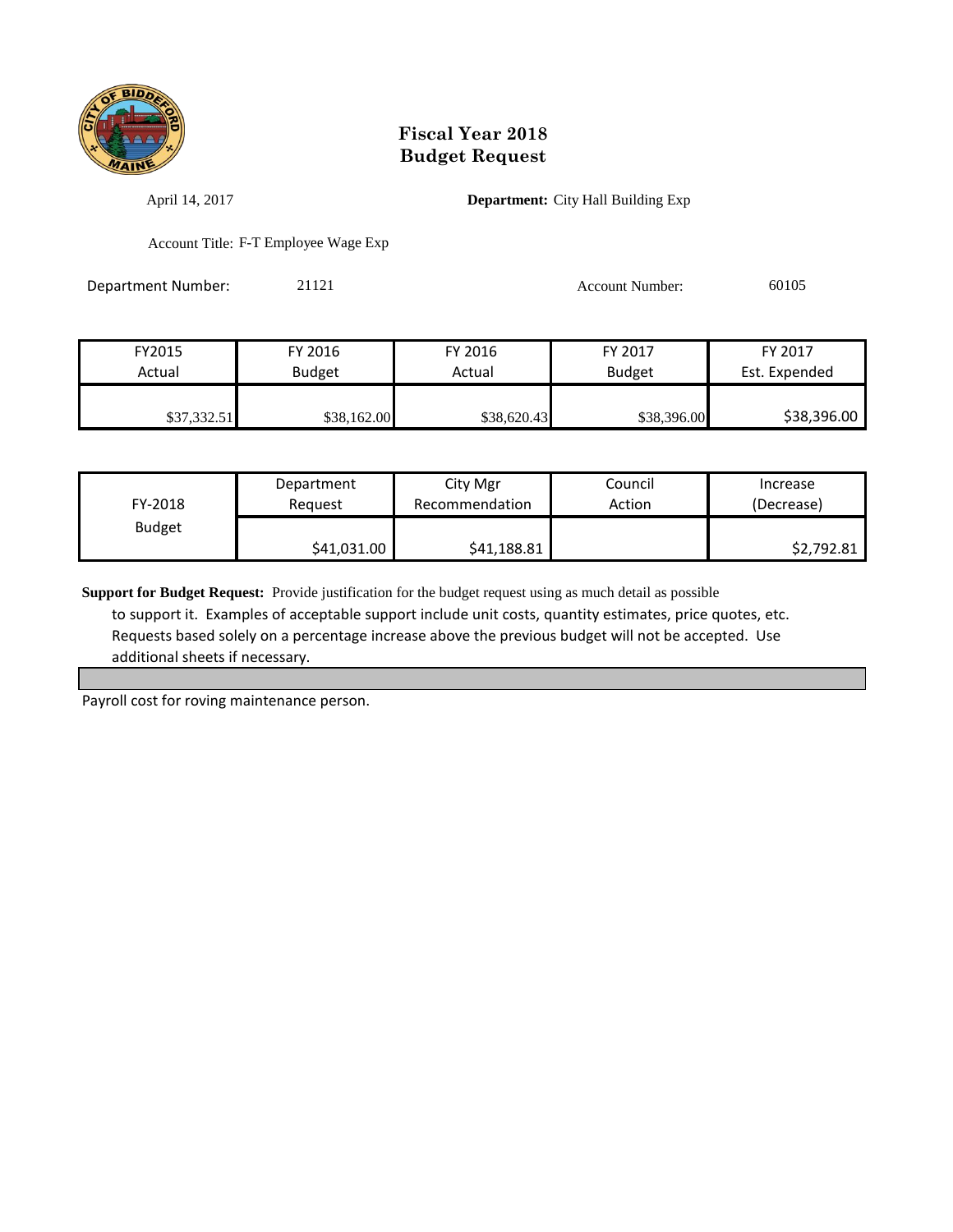# Fiscal Year 2018
# Budget Request

April 14, 2017

**Department:** City Hall Building Exp

Account Title: F-T Employee Wage Exp

Department Number: 21121

Account Number: 60105

| FY2015 Actual | FY 2016 Budget | FY 2016 Actual | FY 2017 Budget | FY 2017 Est. Expended |
|---|---|---|---|---|
| $37,332.51 | $38,162.00 | $38,620.43 | $38,396.00 | $38,396.00 |

| FY-2018 Budget | Department Request | City Mgr Recommendation | Council Action | Increase (Decrease) |
|---|---|---|---|---|
| | $41,031.00 | $41,188.81 | | $2,792.81 |

**Support for Budget Request:** Provide justification for the budget request using as much detail as possible to support it. Examples of acceptable support include unit costs, quantity estimates, price quotes, etc. Requests based solely on a percentage increase above the previous budget will not be accepted. Use additional sheets if necessary.

Payroll cost for roving maintenance person.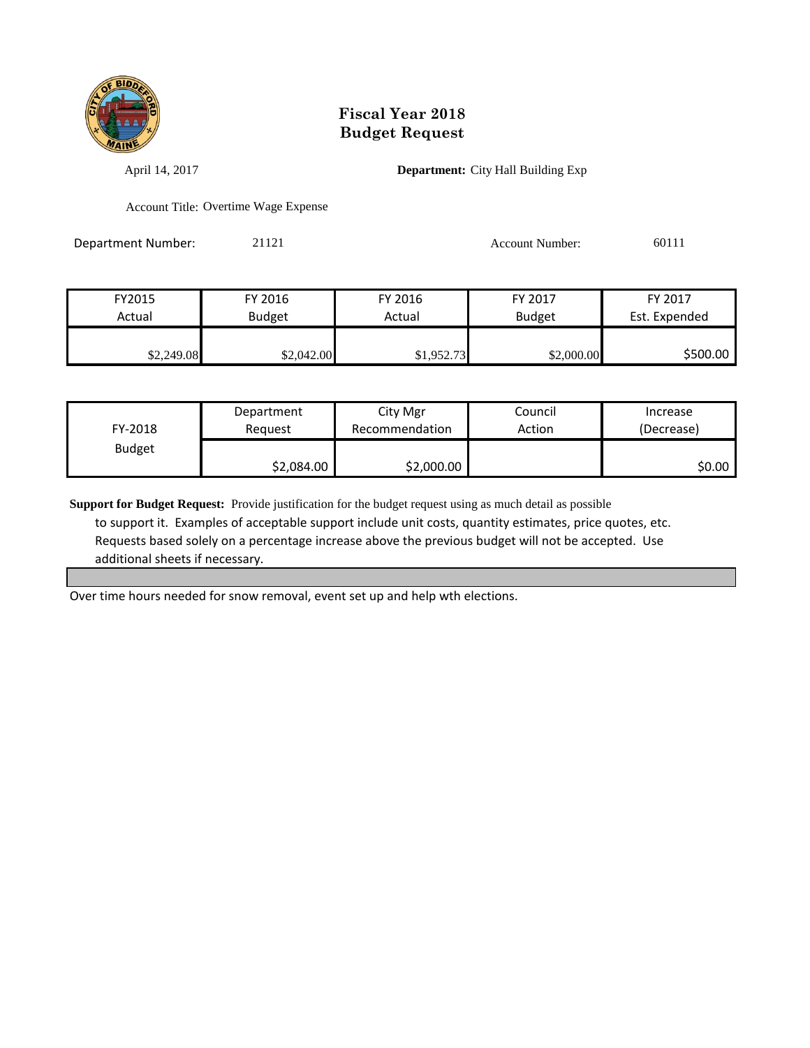# Fiscal Year 2018
# Budget Request

April 14, 2017

**Department:** City Hall Building Exp

Account Title: Overtime Wage Expense

Department Number: 21121

Account Number: 60111

| FY2015 Actual | FY 2016 Budget | FY 2016 Actual | FY 2017 Budget | FY 2017 Est. Expended |
|---|---|---|---|---|
| $2,249.08 | $2,042.00 | $1,952.73 | $2,000.00 | $500.00 |

| FY-2018 Budget | Department Request | City Mgr Recommendation | Council Action | Increase (Decrease) |
|---|---|---|---|---|
| | $2,084.00 | $2,000.00 | | $0.00 |

**Support for Budget Request:** Provide justification for the budget request using as much detail as possible to support it. Examples of acceptable support include unit costs, quantity estimates, price quotes, etc. Requests based solely on a percentage increase above the previous budget will not be accepted. Use additional sheets if necessary.

Over time hours needed for snow removal, event set up and help wth elections.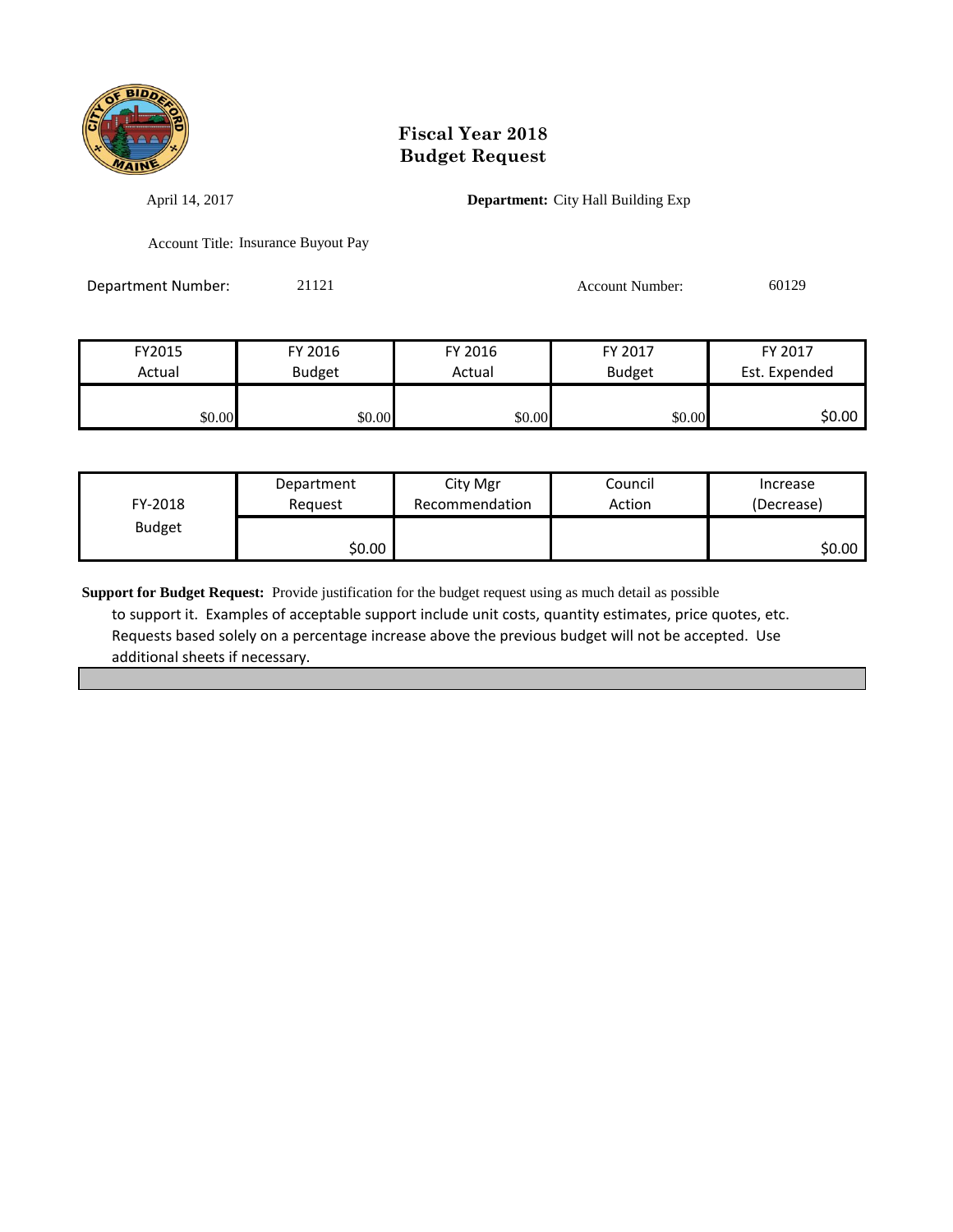# Fiscal Year 2018
# Budget Request

April 14, 2017

**Department:** City Hall Building Exp

Account Title: Insurance Buyout Pay

Department Number: 21121

Account Number: 60129

| FY2015 Actual | FY 2016 Budget | FY 2016 Actual | FY 2017 Budget | FY 2017 Est. Expended |
|---|---|---|---|---|
| $0.00 | $0.00 | $0.00 | $0.00 | $0.00 |

| FY-2018 Budget | Department Request | City Mgr Recommendation | Council Action | Increase (Decrease) |
|---|---|---|---|---|
| | $0.00 | | | $0.00 |

**Support for Budget Request:** Provide justification for the budget request using as much detail as possible to support it. Examples of acceptable support include unit costs, quantity estimates, price quotes, etc. Requests based solely on a percentage increase above the previous budget will not be accepted. Use additional sheets if necessary.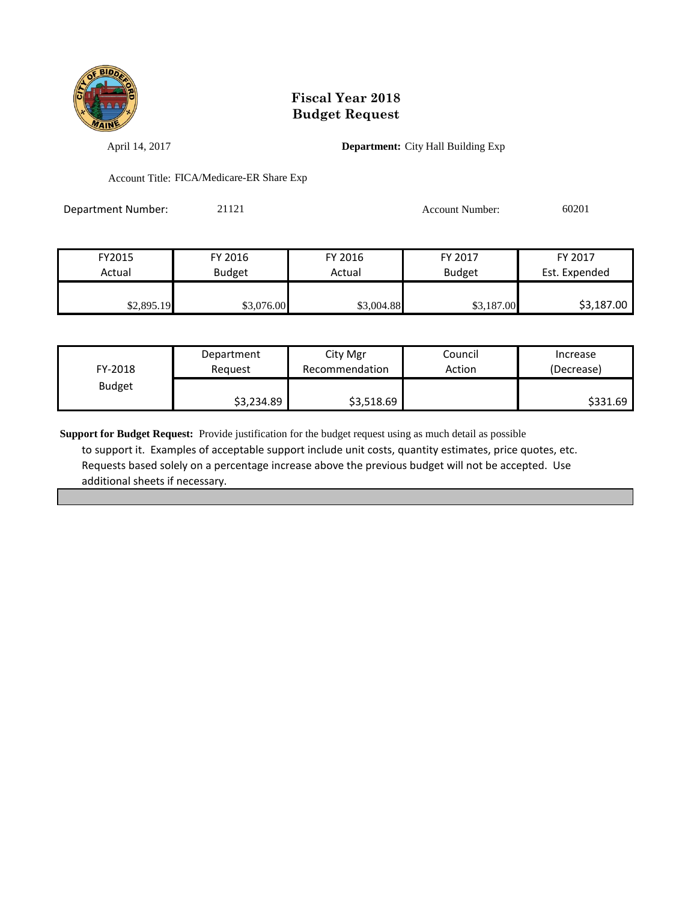# Fiscal Year 2018
# Budget Request

April 14, 2017

**Department:** City Hall Building Exp

Account Title: FICA/Medicare-ER Share Exp

Department Number: 21121

Account Number: 60201

| FY2015 Actual | FY 2016 Budget | FY 2016 Actual | FY 2017 Budget | FY 2017 Est. Expended |
|---|---|---|---|---|
| $2,895.19 | $3,076.00 | $3,004.88 | $3,187.00 | $3,187.00 |

| FY-2018 Budget | Department Request | City Mgr Recommendation | Council Action | Increase (Decrease) |
|---|---|---|---|---|
| | $3,234.89 | $3,518.69 | | $331.69 |

**Support for Budget Request:** Provide justification for the budget request using as much detail as possible to support it. Examples of acceptable support include unit costs, quantity estimates, price quotes, etc. Requests based solely on a percentage increase above the previous budget will not be accepted. Use additional sheets if necessary.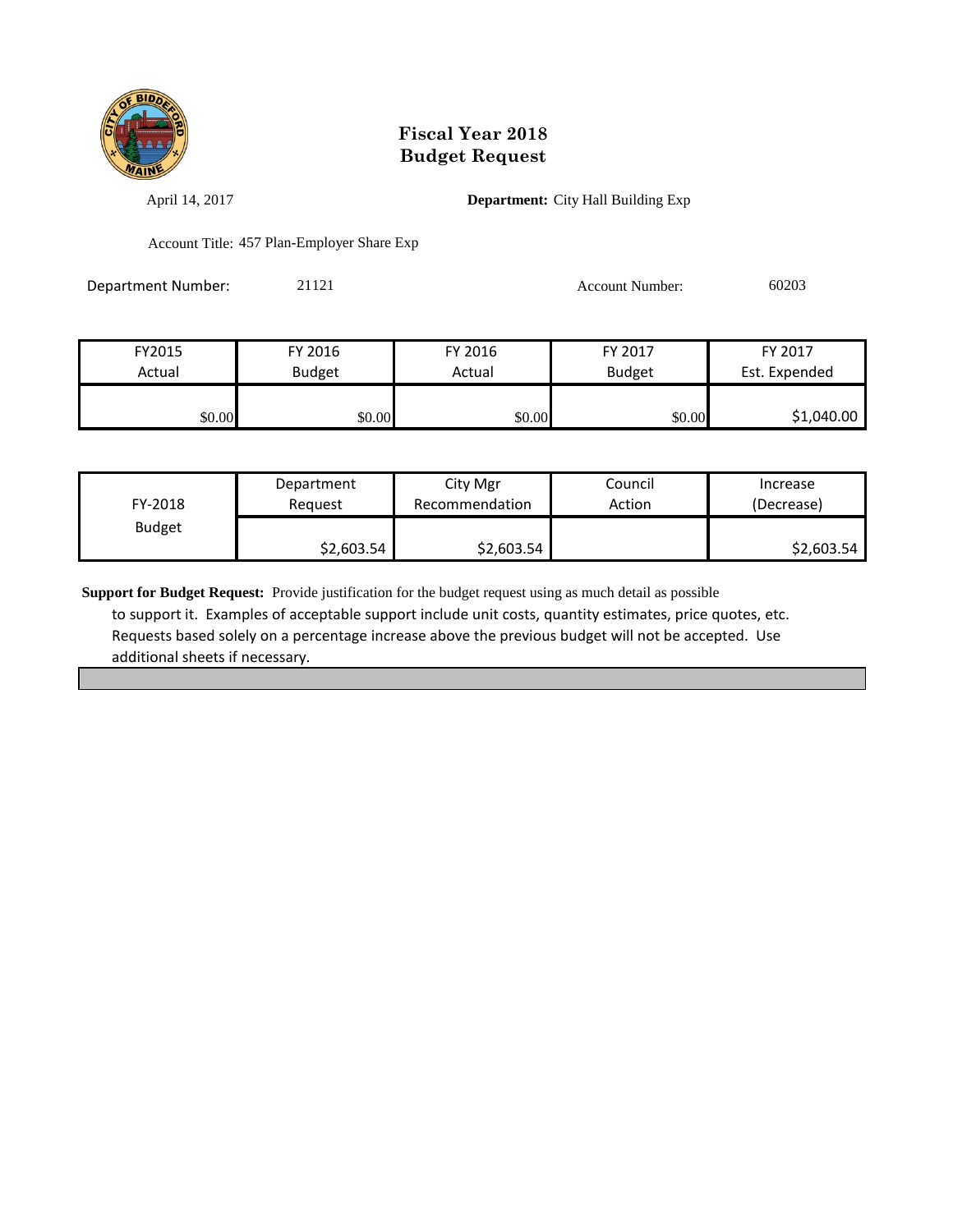# Fiscal Year 2018
# Budget Request

April 14, 2017

**Department:** City Hall Building Exp

Account Title: 457 Plan-Employer Share Exp

Department Number: 21121

Account Number: 60203

| FY2015 Actual | FY 2016 Budget | FY 2016 Actual | FY 2017 Budget | FY 2017 Est. Expended |
|---|---|---|---|---|
| $0.00 | $0.00 | $0.00 | $0.00 | $1,040.00 |

| FY-2018 Budget | Department Request | City Mgr Recommendation | Council Action | Increase (Decrease) |
|---|---|---|---|---|
| | $2,603.54 | $2,603.54 | | $2,603.54 |

**Support for Budget Request:** Provide justification for the budget request using as much detail as possible to support it. Examples of acceptable support include unit costs, quantity estimates, price quotes, etc. Requests based solely on a percentage increase above the previous budget will not be accepted. Use additional sheets if necessary.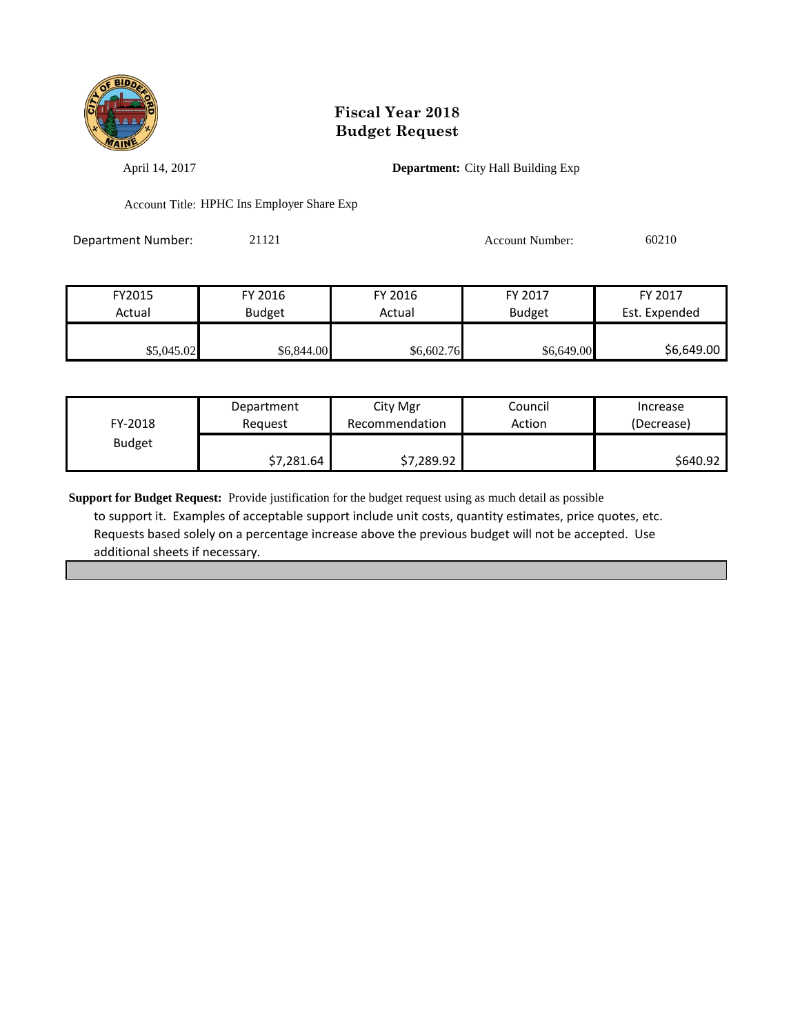# Fiscal Year 2018
# Budget Request

April 14, 2017

**Department:** City Hall Building Exp

Account Title: HPHC Ins Employer Share Exp

Department Number: 21121

Account Number: 60210

| FY2015 Actual | FY 2016 Budget | FY 2016 Actual | FY 2017 Budget | FY 2017 Est. Expended |
|---|---|---|---|---|
| $5,045.02 | $6,844.00 | $6,602.76 | $6,649.00 | $6,649.00 |

| FY-2018 Budget | Department Request | City Mgr Recommendation | Council Action | Increase (Decrease) |
|---|---|---|---|---|
| | $7,281.64 | $7,289.92 | | $640.92 |

**Support for Budget Request:** Provide justification for the budget request using as much detail as possible to support it. Examples of acceptable support include unit costs, quantity estimates, price quotes, etc. Requests based solely on a percentage increase above the previous budget will not be accepted. Use additional sheets if necessary.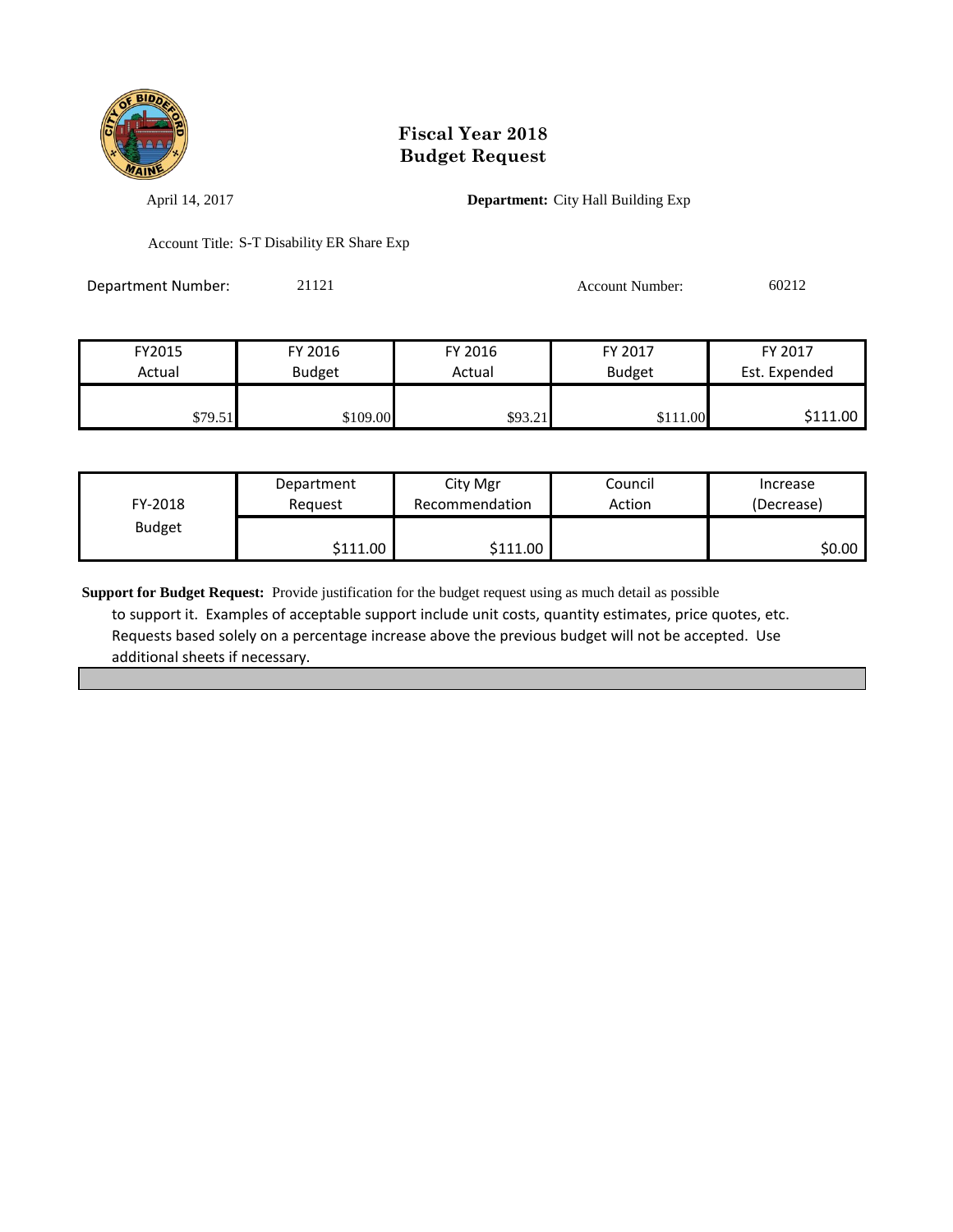# Fiscal Year 2018
# Budget Request

April 14, 2017

**Department:** City Hall Building Exp

Account Title: S-T Disability ER Share Exp

Department Number: 21121

Account Number: 60212

| FY2015 Actual | FY 2016 Budget | FY 2016 Actual | FY 2017 Budget | FY 2017 Est. Expended |
|---|---|---|---|---|
| $79.51 | $109.00 | $93.21 | $111.00 | $111.00 |

| FY-2018 Budget | Department Request | City Mgr Recommendation | Council Action | Increase (Decrease) |
|---|---|---|---|---|
| | $111.00 | $111.00 | | $0.00 |

**Support for Budget Request:** Provide justification for the budget request using as much detail as possible to support it. Examples of acceptable support include unit costs, quantity estimates, price quotes, etc. Requests based solely on a percentage increase above the previous budget will not be accepted. Use additional sheets if necessary.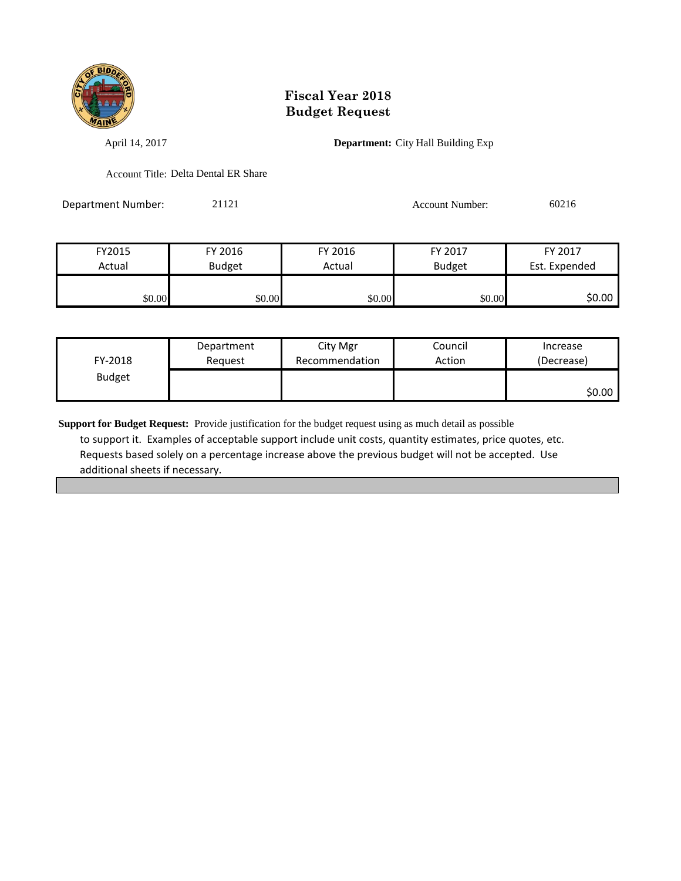# Fiscal Year 2018
# Budget Request

April 14, 2017

**Department:** City Hall Building Exp

Account Title: Delta Dental ER Share

Department Number: 21121

Account Number: 60216

| FY2015 Actual | FY 2016 Budget | FY 2016 Actual | FY 2017 Budget | FY 2017 Est. Expended |
|---|---|---|---|---|
| $0.00 | $0.00 | $0.00 | $0.00 | $0.00 |

| FY-2018 Budget | Department Request | City Mgr Recommendation | Council Action | Increase (Decrease) |
|---|---|---|---|---|
| | | | | $0.00 |

**Support for Budget Request:** Provide justification for the budget request using as much detail as possible to support it. Examples of acceptable support include unit costs, quantity estimates, price quotes, etc. Requests based solely on a percentage increase above the previous budget will not be accepted. Use additional sheets if necessary.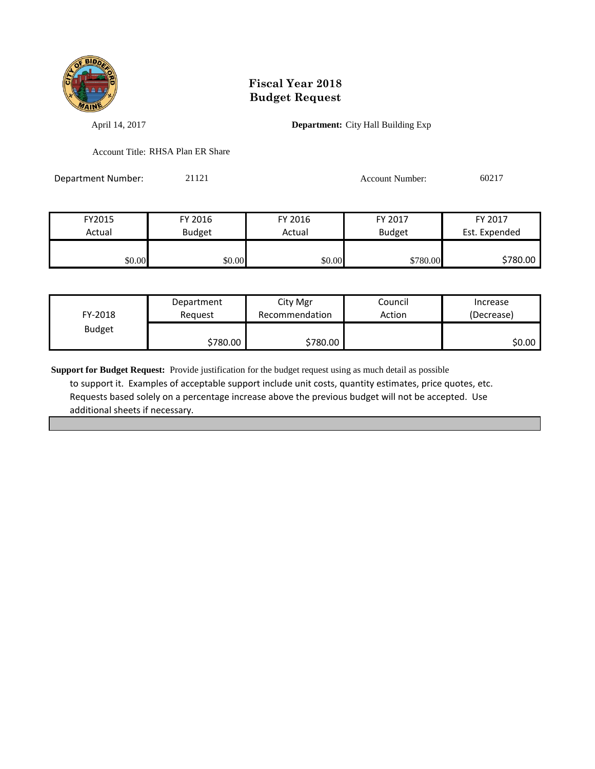# Fiscal Year 2018
# Budget Request

April 14, 2017

**Department:** City Hall Building Exp

Account Title: RHSA Plan ER Share

Department Number: 21121

Account Number: 60217

| FY2015 Actual | FY 2016 Budget | FY 2016 Actual | FY 2017 Budget | FY 2017 Est. Expended |
|---|---|---|---|---|
| $0.00 | $0.00 | $0.00 | $780.00 | $780.00 |

| FY-2018 Budget | Department Request | City Mgr Recommendation | Council Action | Increase (Decrease) |
|---|---|---|---|---|
| | $780.00 | $780.00 | | $0.00 |

**Support for Budget Request:** Provide justification for the budget request using as much detail as possible to support it. Examples of acceptable support include unit costs, quantity estimates, price quotes, etc. Requests based solely on a percentage increase above the previous budget will not be accepted. Use additional sheets if necessary.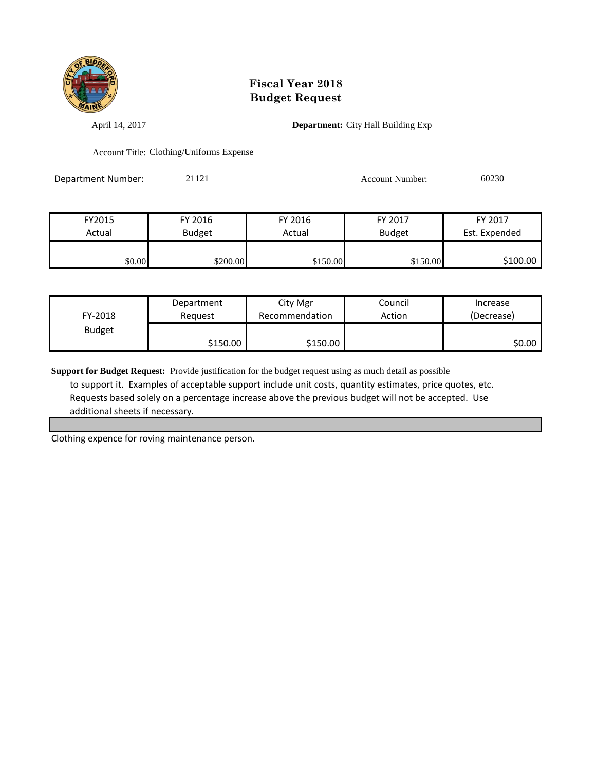# Fiscal Year 2018
# Budget Request

April 14, 2017

**Department:** City Hall Building Exp

Account Title: Clothing/Uniforms Expense

Department Number: 21121

Account Number: 60230

| FY2015 Actual | FY 2016 Budget | FY 2016 Actual | FY 2017 Budget | FY 2017 Est. Expended |
|---|---|---|---|---|
| $0.00 | $200.00 | $150.00 | $150.00 | $100.00 |

| FY-2018 Budget | Department Request | City Mgr Recommendation | Council Action | Increase (Decrease) |
|---|---|---|---|---|
| | $150.00 | $150.00 | | $0.00 |

**Support for Budget Request:** Provide justification for the budget request using as much detail as possible to support it. Examples of acceptable support include unit costs, quantity estimates, price quotes, etc. Requests based solely on a percentage increase above the previous budget will not be accepted. Use additional sheets if necessary.

Clothing expence for roving maintenance person.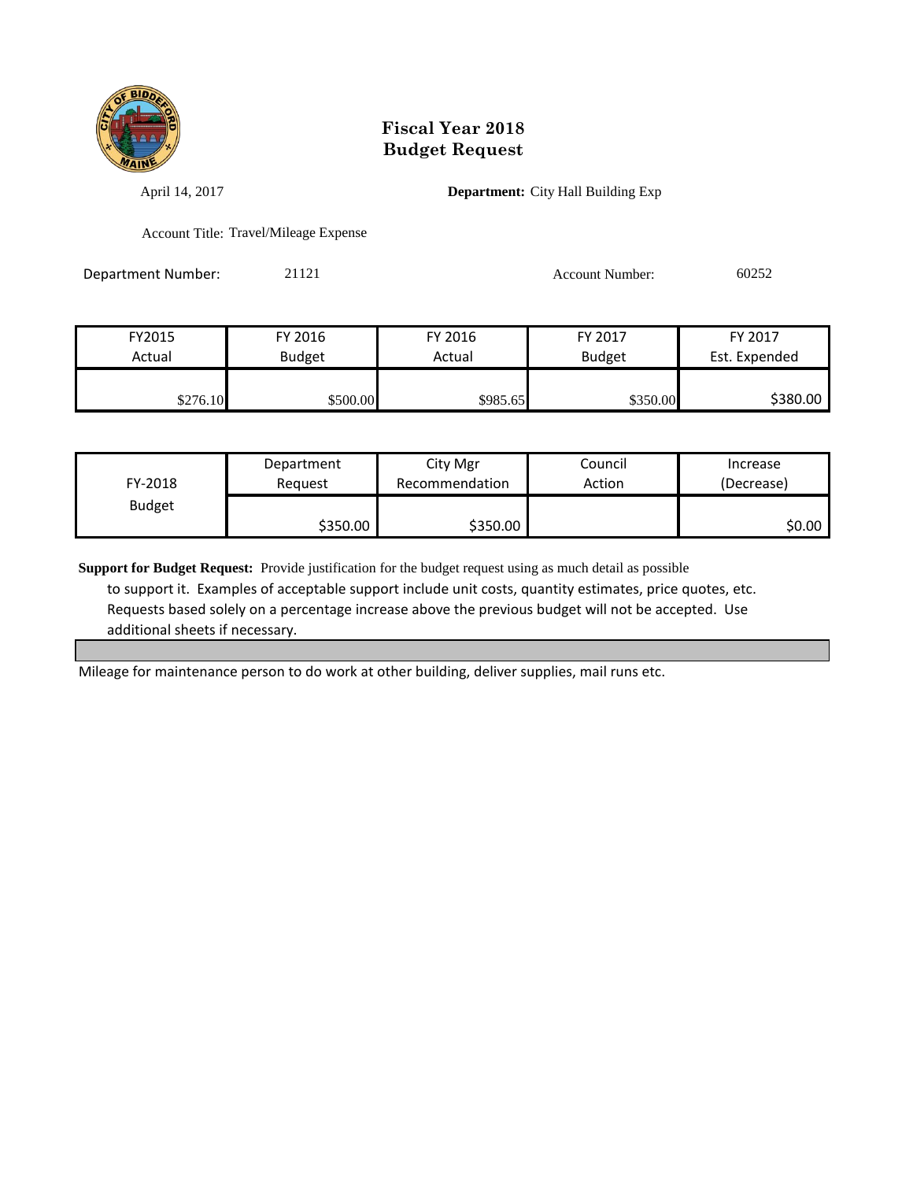# Fiscal Year 2018
# Budget Request

April 14, 2017

**Department:** City Hall Building Exp

Account Title: Travel/Mileage Expense

Department Number: 21121

Account Number: 60252

| FY2015 Actual | FY 2016 Budget | FY 2016 Actual | FY 2017 Budget | FY 2017 Est. Expended |
|---|---|---|---|---|
| $276.10 | $500.00 | $985.65 | $350.00 | $380.00 |

| FY-2018 Budget | Department Request | City Mgr Recommendation | Council Action | Increase (Decrease) |
|---|---|---|---|---|
| | $350.00 | $350.00 | | $0.00 |

**Support for Budget Request:** Provide justification for the budget request using as much detail as possible to support it. Examples of acceptable support include unit costs, quantity estimates, price quotes, etc. Requests based solely on a percentage increase above the previous budget will not be accepted. Use additional sheets if necessary.

Mileage for maintenance person to do work at other building, deliver supplies, mail runs etc.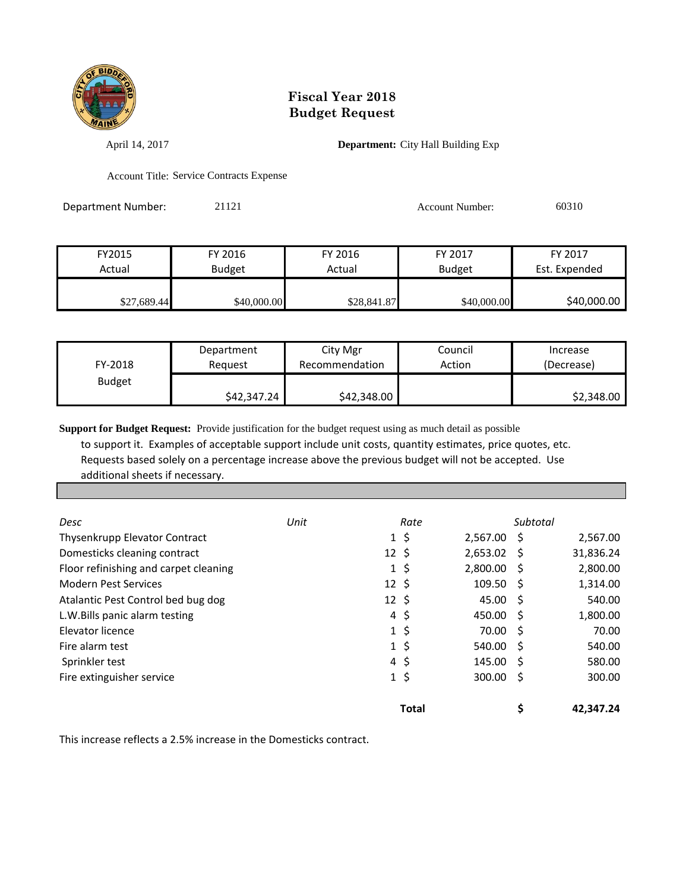# Fiscal Year 2018
# Budget Request

April 14, 2017

**Department:** City Hall Building Exp

Account Title: Service Contracts Expense

Department Number: 21121

Account Number: 60310

| FY2015 Actual | FY 2016 Budget | FY 2016 Actual | FY 2017 Budget | FY 2017 Est. Expended |
|---|---|---|---|---|
| $27,689.44 | $40,000.00 | $28,841.87 | $40,000.00 | $40,000.00 |

| FY-2018 Budget | Department Request | City Mgr Recommendation | Council Action | Increase (Decrease) |
|---|---|---|---|---|
| | $42,347.24 | $42,348.00 | | $2,348.00 |

**Support for Budget Request:** Provide justification for the budget request using as much detail as possible to support it. Examples of acceptable support include unit costs, quantity estimates, price quotes, etc. Requests based solely on a percentage increase above the previous budget will not be accepted. Use additional sheets if necessary.

| *Desc* | *Unit* | *Rate* | *Subtotal* |
|---|---|---|---|
| Thysenkrupp Elevator Contract | 1 | $ 2,567.00 | $ 2,567.00 |
| Domesticks cleaning contract | 12 | $ 2,653.02 | $ 31,836.24 |
| Floor refinishing and carpet cleaning | 1 | $ 2,800.00 | $ 2,800.00 |
| Modern Pest Services | 12 | $ 109.50 | $ 1,314.00 |
| Atalantic Pest Control bed bug dog | 12 | $ 45.00 | $ 540.00 |
| L.W.Bills panic alarm testing | 4 | $ 450.00 | $ 1,800.00 |
| Elevator licence | 1 | $ 70.00 | $ 70.00 |
| Fire alarm test | 1 | $ 540.00 | $ 540.00 |
| Sprinkler test | 4 | $ 145.00 | $ 580.00 |
| Fire extinguisher service | 1 | $ 300.00 | $ 300.00 |
| | | **Total** | **$ 42,347.24** |

This increase reflects a 2.5% increase in the Domesticks contract.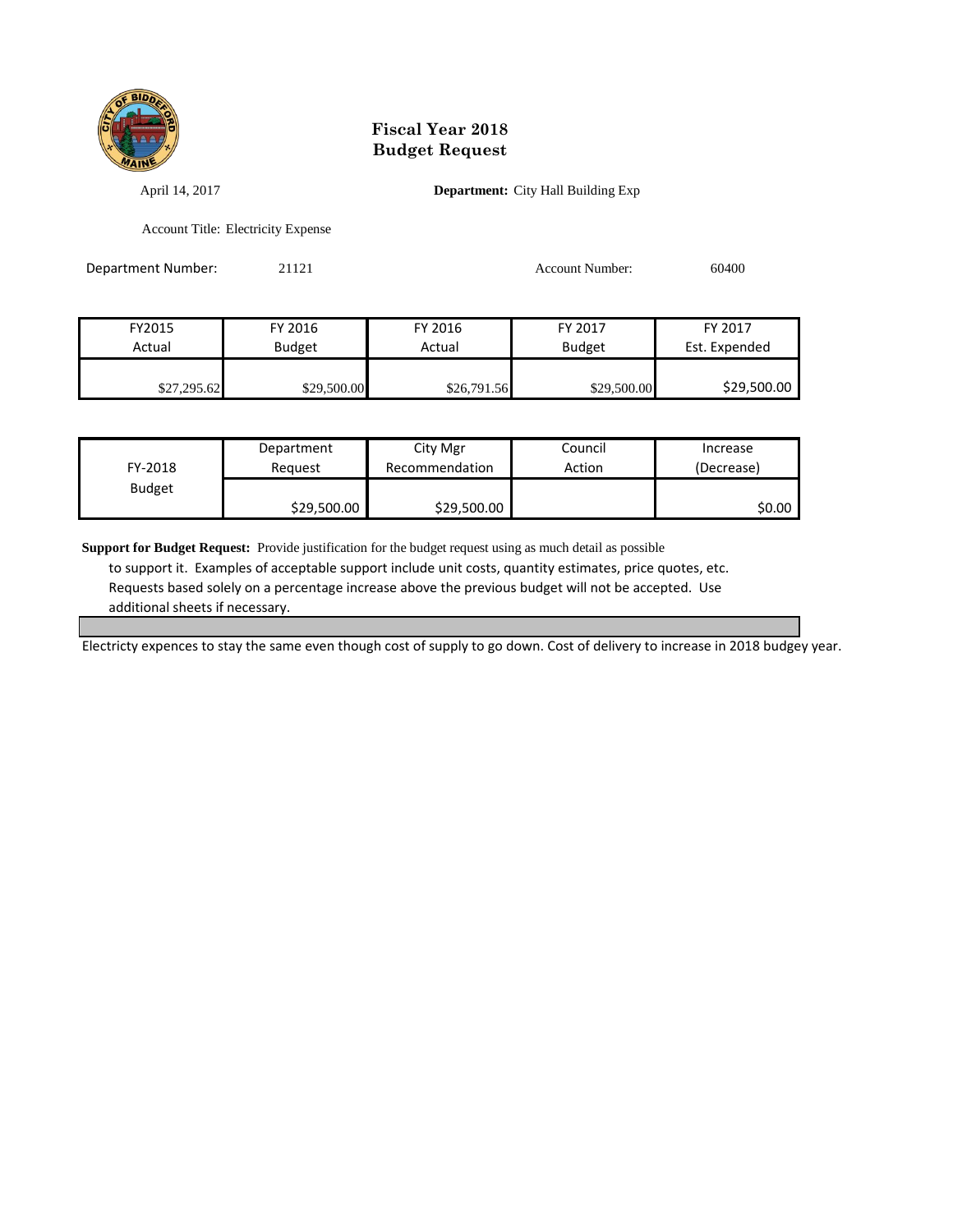# Fiscal Year 2018
# Budget Request

April 14, 2017

**Department:** City Hall Building Exp

Account Title: Electricity Expense

Department Number: 21121

Account Number: 60400

| FY2015 Actual | FY 2016 Budget | FY 2016 Actual | FY 2017 Budget | FY 2017 Est. Expended |
|---|---|---|---|---|
| $27,295.62 | $29,500.00 | $26,791.56 | $29,500.00 | $29,500.00 |

| FY-2018 Budget | Department Request | City Mgr Recommendation | Council Action | Increase (Decrease) |
|---|---|---|---|---|
| | $29,500.00 | $29,500.00 | | $0.00 |

**Support for Budget Request:** Provide justification for the budget request using as much detail as possible to support it. Examples of acceptable support include unit costs, quantity estimates, price quotes, etc. Requests based solely on a percentage increase above the previous budget will not be accepted. Use additional sheets if necessary.

Electricty expences to stay the same even though cost of supply to go down. Cost of delivery to increase in 2018 budgey year.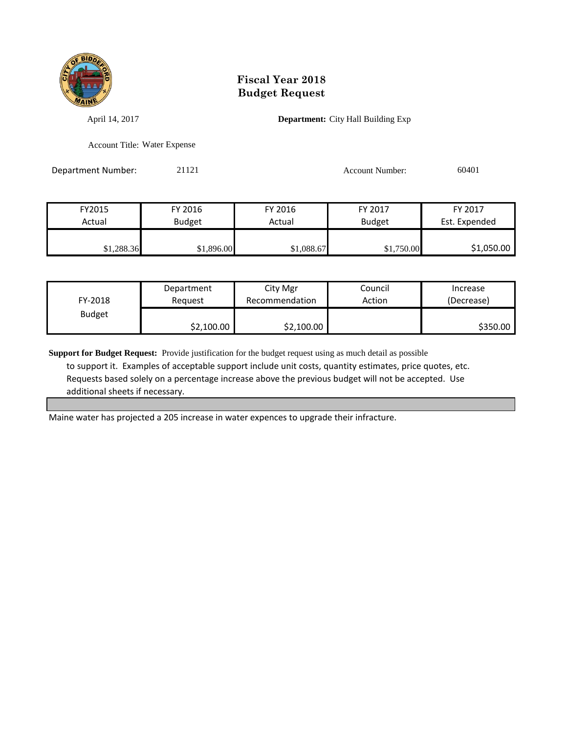# Fiscal Year 2018
# Budget Request

April 14, 2017

**Department:** City Hall Building Exp

Account Title: Water Expense

Department Number: 21121

Account Number: 60401

| FY2015 Actual | FY 2016 Budget | FY 2016 Actual | FY 2017 Budget | FY 2017 Est. Expended |
|---|---|---|---|---|
| $1,288.36 | $1,896.00 | $1,088.67 | $1,750.00 | $1,050.00 |

| FY-2018 Budget | Department Request | City Mgr Recommendation | Council Action | Increase (Decrease) |
|---|---|---|---|---|
| | $2,100.00 | $2,100.00 | | $350.00 |

**Support for Budget Request:** Provide justification for the budget request using as much detail as possible to support it. Examples of acceptable support include unit costs, quantity estimates, price quotes, etc. Requests based solely on a percentage increase above the previous budget will not be accepted. Use additional sheets if necessary.

Maine water has projected a 205 increase in water expences to upgrade their infracture.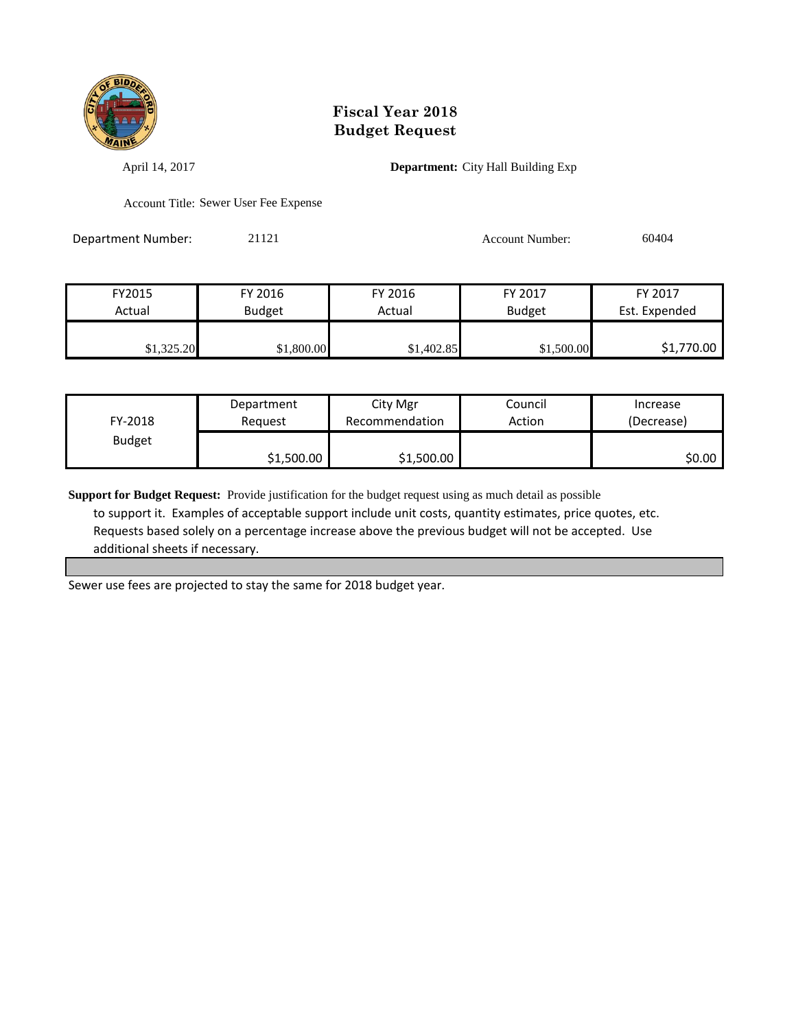# Fiscal Year 2018
# Budget Request

April 14, 2017

**Department:** City Hall Building Exp

Account Title: Sewer User Fee Expense

Department Number: 21121

Account Number: 60404

| FY2015 Actual | FY 2016 Budget | FY 2016 Actual | FY 2017 Budget | FY 2017 Est. Expended |
|---|---|---|---|---|
| $1,325.20 | $1,800.00 | $1,402.85 | $1,500.00 | $1,770.00 |

| FY-2018 Budget | Department Request | City Mgr Recommendation | Council Action | Increase (Decrease) |
|---|---|---|---|---|
| | $1,500.00 | $1,500.00 | | $0.00 |

**Support for Budget Request:** Provide justification for the budget request using as much detail as possible to support it. Examples of acceptable support include unit costs, quantity estimates, price quotes, etc. Requests based solely on a percentage increase above the previous budget will not be accepted. Use additional sheets if necessary.

Sewer use fees are projected to stay the same for 2018 budget year.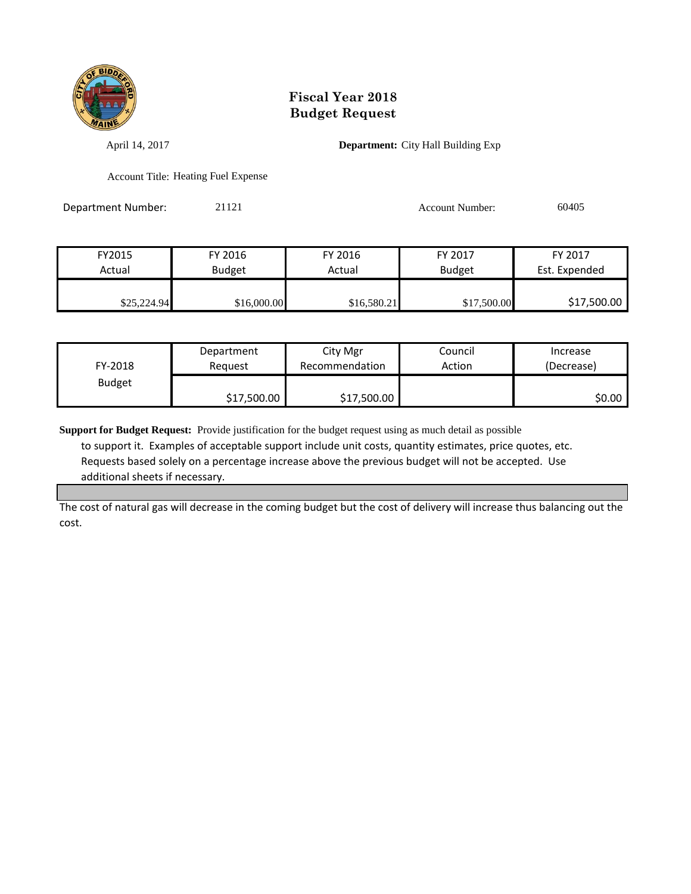# Fiscal Year 2018
# Budget Request

April 14, 2017

**Department:** City Hall Building Exp

Account Title: Heating Fuel Expense

Department Number: 21121

Account Number: 60405

| FY2015 Actual | FY 2016 Budget | FY 2016 Actual | FY 2017 Budget | FY 2017 Est. Expended |
|---|---|---|---|---|
| $25,224.94 | $16,000.00 | $16,580.21 | $17,500.00 | $17,500.00 |

| FY-2018 Budget | Department Request | City Mgr Recommendation | Council Action | Increase (Decrease) |
|---|---|---|---|---|
| | $17,500.00 | $17,500.00 | | $0.00 |

**Support for Budget Request:** Provide justification for the budget request using as much detail as possible to support it. Examples of acceptable support include unit costs, quantity estimates, price quotes, etc. Requests based solely on a percentage increase above the previous budget will not be accepted. Use additional sheets if necessary.

The cost of natural gas will decrease in the coming budget but the cost of delivery will increase thus balancing out the cost.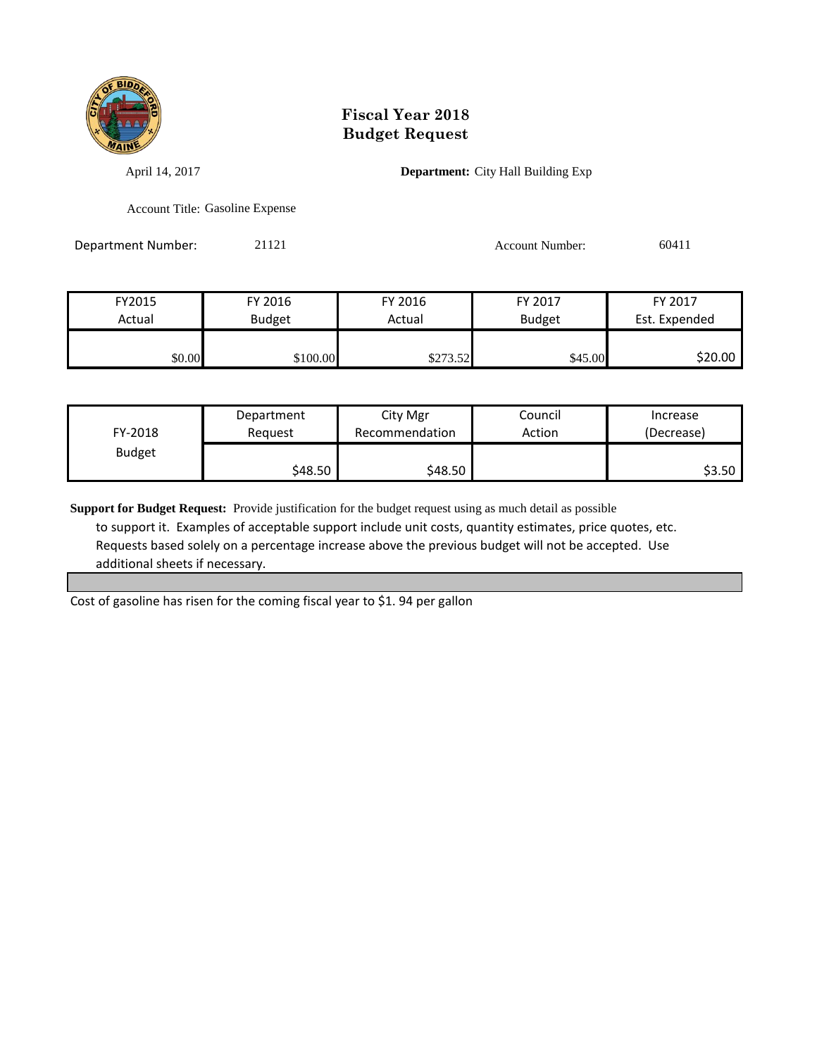# Fiscal Year 2018
# Budget Request

April 14, 2017

**Department:** City Hall Building Exp

Account Title: Gasoline Expense

Department Number: 21121

Account Number: 60411

| FY2015 Actual | FY 2016 Budget | FY 2016 Actual | FY 2017 Budget | FY 2017 Est. Expended |
|---|---|---|---|---|
| $0.00 | $100.00 | $273.52 | $45.00 | $20.00 |

| FY-2018 Budget | Department Request | City Mgr Recommendation | Council Action | Increase (Decrease) |
|---|---|---|---|---|
| | $48.50 | $48.50 | | $3.50 |

**Support for Budget Request:** Provide justification for the budget request using as much detail as possible to support it. Examples of acceptable support include unit costs, quantity estimates, price quotes, etc. Requests based solely on a percentage increase above the previous budget will not be accepted. Use additional sheets if necessary.

Cost of gasoline has risen for the coming fiscal year to $1. 94 per gallon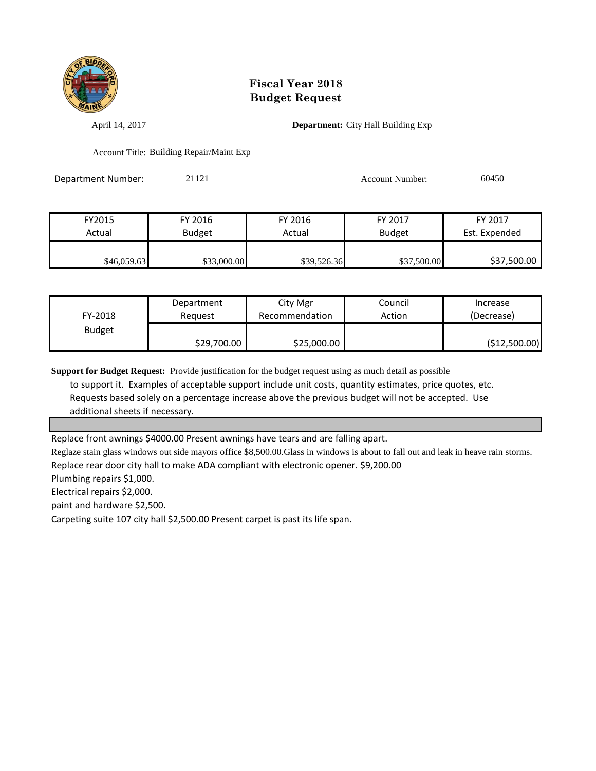# Fiscal Year 2018
# Budget Request

April 14, 2017

**Department:** City Hall Building Exp

Account Title: Building Repair/Maint Exp

Department Number: 21121

Account Number: 60450

| FY2015 Actual | FY 2016 Budget | FY 2016 Actual | FY 2017 Budget | FY 2017 Est. Expended |
|---|---|---|---|---|
| $46,059.63 | $33,000.00 | $39,526.36 | $37,500.00 | $37,500.00 |

| FY-2018 Budget | Department Request | City Mgr Recommendation | Council Action | Increase (Decrease) |
|---|---|---|---|---|
| | $29,700.00 | $25,000.00 | | ($12,500.00) |

**Support for Budget Request:** Provide justification for the budget request using as much detail as possible to support it. Examples of acceptable support include unit costs, quantity estimates, price quotes, etc. Requests based solely on a percentage increase above the previous budget will not be accepted. Use additional sheets if necessary.

Replace front awnings $4000.00 Present awnings have tears and are falling apart.

Reglaze stain glass windows out side mayors office $8,500.00.Glass in windows is about to fall out and leak in heave rain storms.

Replace rear door city hall to make ADA compliant with electronic opener. $9,200.00

Plumbing repairs $1,000.

Electrical repairs $2,000.

paint and hardware $2,500.

Carpeting suite 107 city hall $2,500.00 Present carpet is past its life span.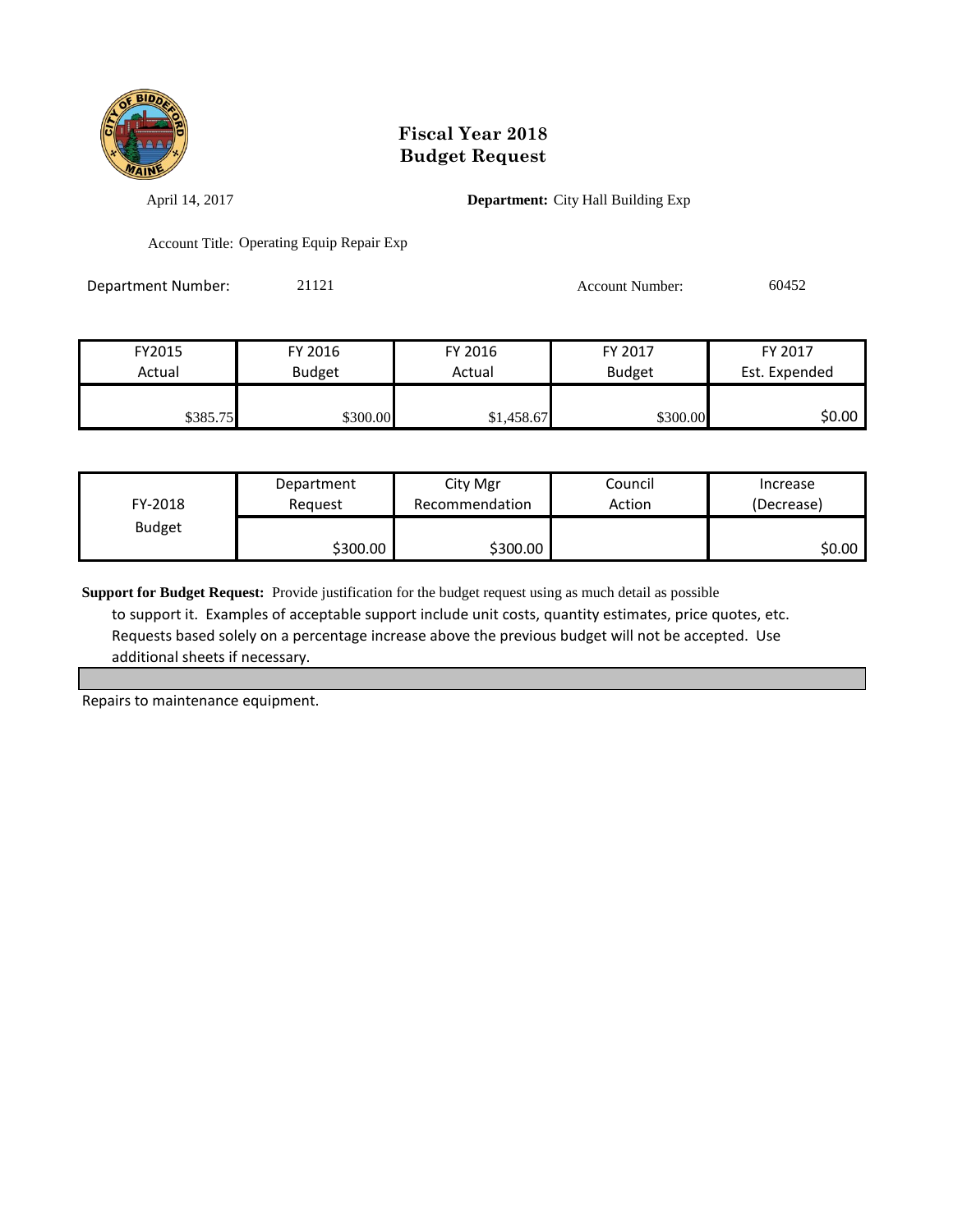# Fiscal Year 2018
# Budget Request

April 14, 2017

**Department:** City Hall Building Exp

Account Title: Operating Equip Repair Exp

Department Number: 21121

Account Number: 60452

| FY2015 Actual | FY 2016 Budget | FY 2016 Actual | FY 2017 Budget | FY 2017 Est. Expended |
|---|---|---|---|---|
| $385.75 | $300.00 | $1,458.67 | $300.00 | $0.00 |

| FY-2018 Budget | Department Request | City Mgr Recommendation | Council Action | Increase (Decrease) |
|---|---|---|---|---|
| | $300.00 | $300.00 | | $0.00 |

**Support for Budget Request:** Provide justification for the budget request using as much detail as possible to support it. Examples of acceptable support include unit costs, quantity estimates, price quotes, etc. Requests based solely on a percentage increase above the previous budget will not be accepted. Use additional sheets if necessary.

Repairs to maintenance equipment.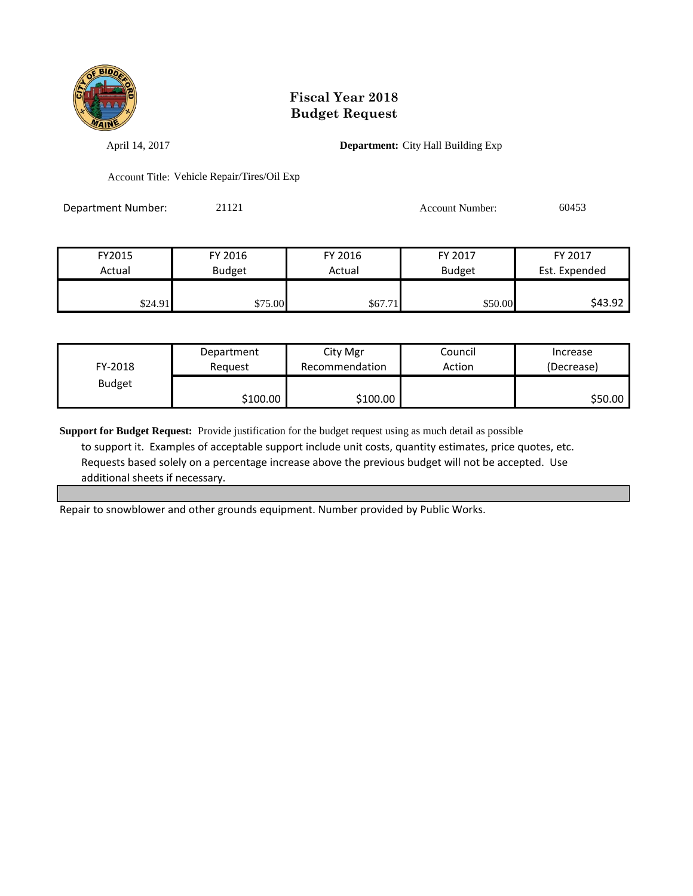# Fiscal Year 2018
# Budget Request

April 14, 2017

**Department:** City Hall Building Exp

Account Title: Vehicle Repair/Tires/Oil Exp

Department Number: 21121

Account Number: 60453

| FY2015 Actual | FY 2016 Budget | FY 2016 Actual | FY 2017 Budget | FY 2017 Est. Expended |
|---|---|---|---|---|
| $24.91 | $75.00 | $67.71 | $50.00 | $43.92 |

| FY-2018 Budget | Department Request | City Mgr Recommendation | Council Action | Increase (Decrease) |
|---|---|---|---|---|
| | $100.00 | $100.00 | | $50.00 |

**Support for Budget Request:** Provide justification for the budget request using as much detail as possible to support it. Examples of acceptable support include unit costs, quantity estimates, price quotes, etc. Requests based solely on a percentage increase above the previous budget will not be accepted. Use additional sheets if necessary.

Repair to snowblower and other grounds equipment. Number provided by Public Works.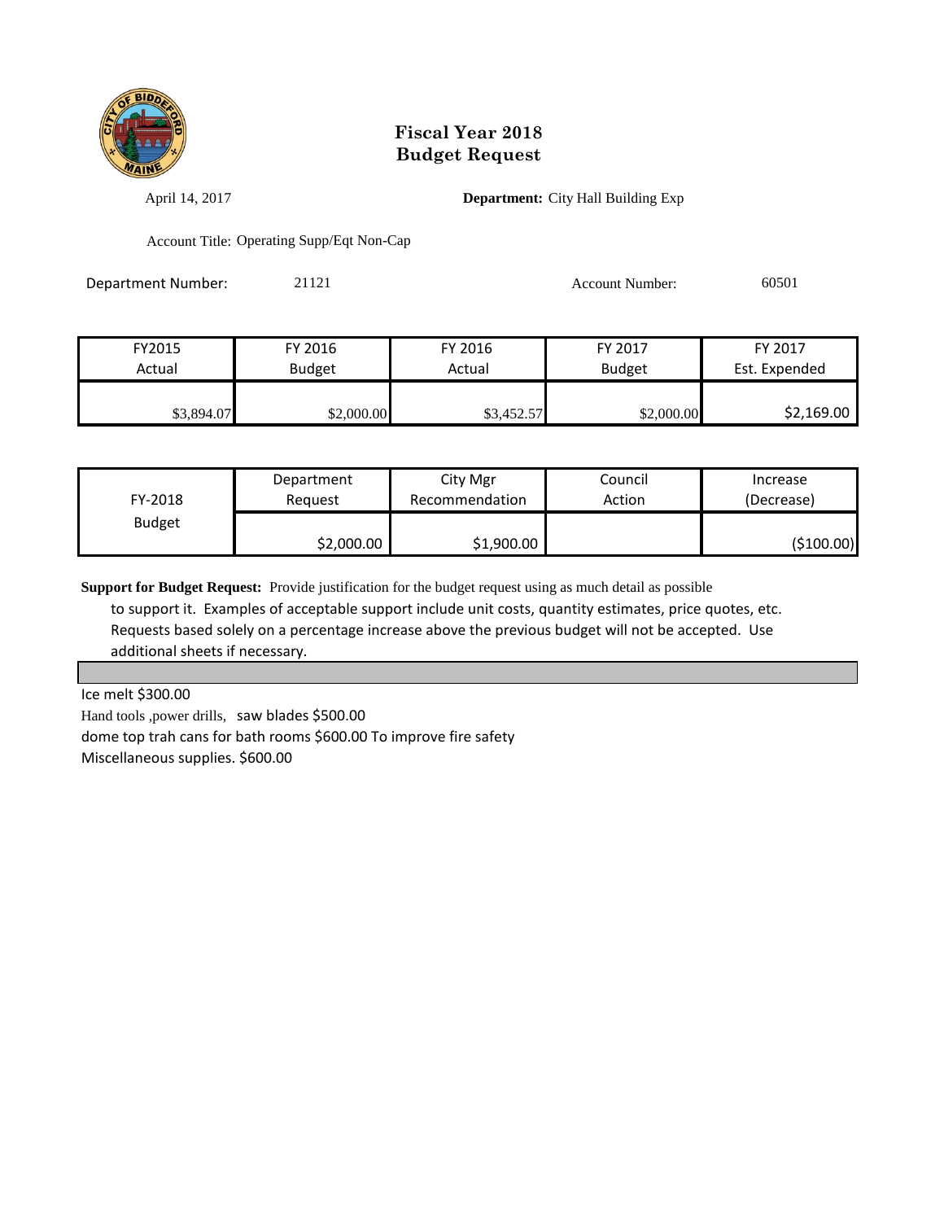# Fiscal Year 2018
# Budget Request

April 14, 2017

**Department:** City Hall Building Exp

Account Title: Operating Supp/Eqt Non-Cap

Department Number: 21121

Account Number: 60501

| FY2015 Actual | FY 2016 Budget | FY 2016 Actual | FY 2017 Budget | FY 2017 Est. Expended |
|---|---|---|---|---|
| $3,894.07 | $2,000.00 | $3,452.57 | $2,000.00 | $2,169.00 |

| FY-2018 Budget | Department Request | City Mgr Recommendation | Council Action | Increase (Decrease) |
|---|---|---|---|---|
| | $2,000.00 | $1,900.00 | | ($100.00) |

**Support for Budget Request:** Provide justification for the budget request using as much detail as possible to support it. Examples of acceptable support include unit costs, quantity estimates, price quotes, etc. Requests based solely on a percentage increase above the previous budget will not be accepted. Use additional sheets if necessary.

Ice melt $300.00

Hand tools ,power drills, saw blades $500.00

dome top trah cans for bath rooms $600.00 To improve fire safety

Miscellaneous supplies. $600.00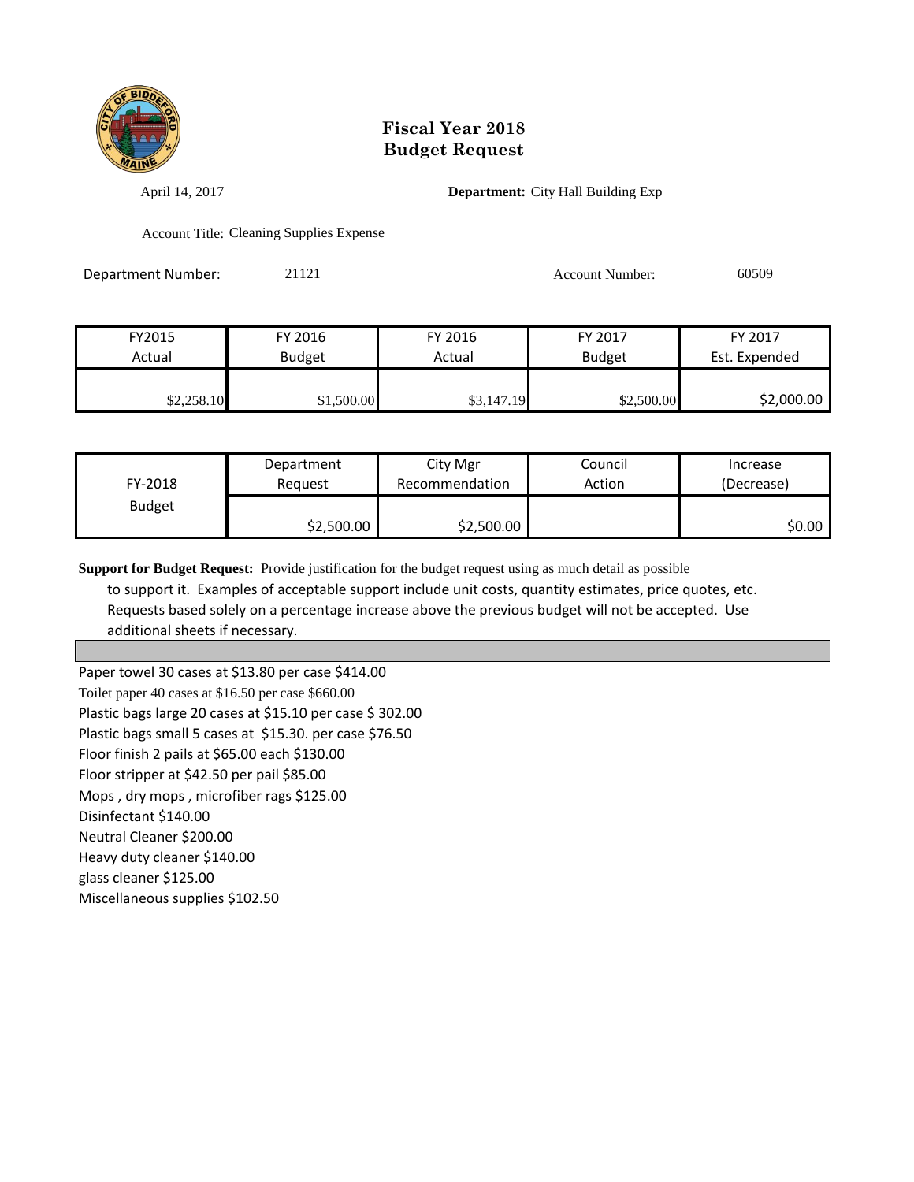# Fiscal Year 2018
# Budget Request

April 14, 2017

**Department:** City Hall Building Exp

Account Title: Cleaning Supplies Expense

Department Number: 21121

Account Number: 60509

| FY2015 Actual | FY 2016 Budget | FY 2016 Actual | FY 2017 Budget | FY 2017 Est. Expended |
|---|---|---|---|---|
| $2,258.10 | $1,500.00 | $3,147.19 | $2,500.00 | $2,000.00 |

| FY-2018 Budget | Department Request | City Mgr Recommendation | Council Action | Increase (Decrease) |
|---|---|---|---|---|
| | $2,500.00 | $2,500.00 | | $0.00 |

**Support for Budget Request:** Provide justification for the budget request using as much detail as possible to support it. Examples of acceptable support include unit costs, quantity estimates, price quotes, etc. Requests based solely on a percentage increase above the previous budget will not be accepted. Use additional sheets if necessary.

Paper towel 30 cases at $13.80 per case $414.00
Toilet paper 40 cases at $16.50 per case $660.00
Plastic bags large 20 cases at $15.10 per case $ 302.00
Plastic bags small 5 cases at $15.30. per case $76.50
Floor finish 2 pails at $65.00 each $130.00
Floor stripper at $42.50 per pail $85.00
Mops , dry mops , microfiber rags $125.00
Disinfectant $140.00
Neutral Cleaner $200.00
Heavy duty cleaner $140.00
glass cleaner $125.00
Miscellaneous supplies $102.50